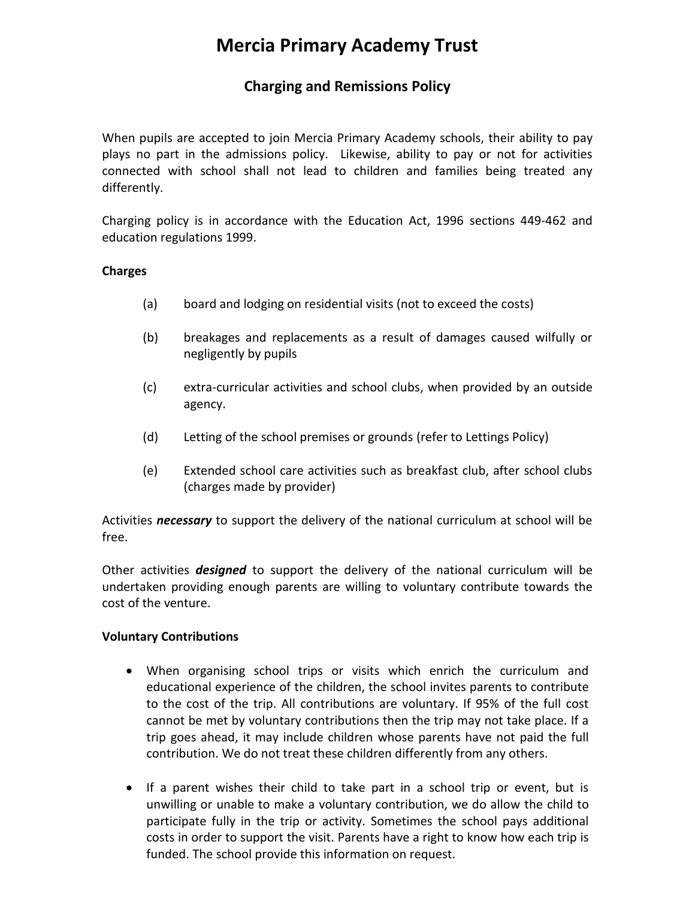# Mercia Primary Academy Trust

## Charging and Remissions Policy

When pupils are accepted to join Mercia Primary Academy schools, their ability to pay plays no part in the admissions policy. Likewise, ability to pay or not for activities connected with school shall not lead to children and families being treated any differently.

Charging policy is in accordance with the Education Act, 1996 sections 449-462 and education regulations 1999.

### Charges

(a) board and lodging on residential visits (not to exceed the costs)

(b) breakages and replacements as a result of damages caused wilfully or negligently by pupils

(c) extra-curricular activities and school clubs, when provided by an outside agency.

(d) Letting of the school premises or grounds (refer to Lettings Policy)

(e) Extended school care activities such as breakfast club, after school clubs (charges made by provider)

Activities ***necessary*** to support the delivery of the national curriculum at school will be free.

Other activities ***designed*** to support the delivery of the national curriculum will be undertaken providing enough parents are willing to voluntary contribute towards the cost of the venture.

### Voluntary Contributions

- When organising school trips or visits which enrich the curriculum and educational experience of the children, the school invites parents to contribute to the cost of the trip. All contributions are voluntary. If 95% of the full cost cannot be met by voluntary contributions then the trip may not take place. If a trip goes ahead, it may include children whose parents have not paid the full contribution. We do not treat these children differently from any others.

- If a parent wishes their child to take part in a school trip or event, but is unwilling or unable to make a voluntary contribution, we do allow the child to participate fully in the trip or activity. Sometimes the school pays additional costs in order to support the visit. Parents have a right to know how each trip is funded. The school provide this information on request.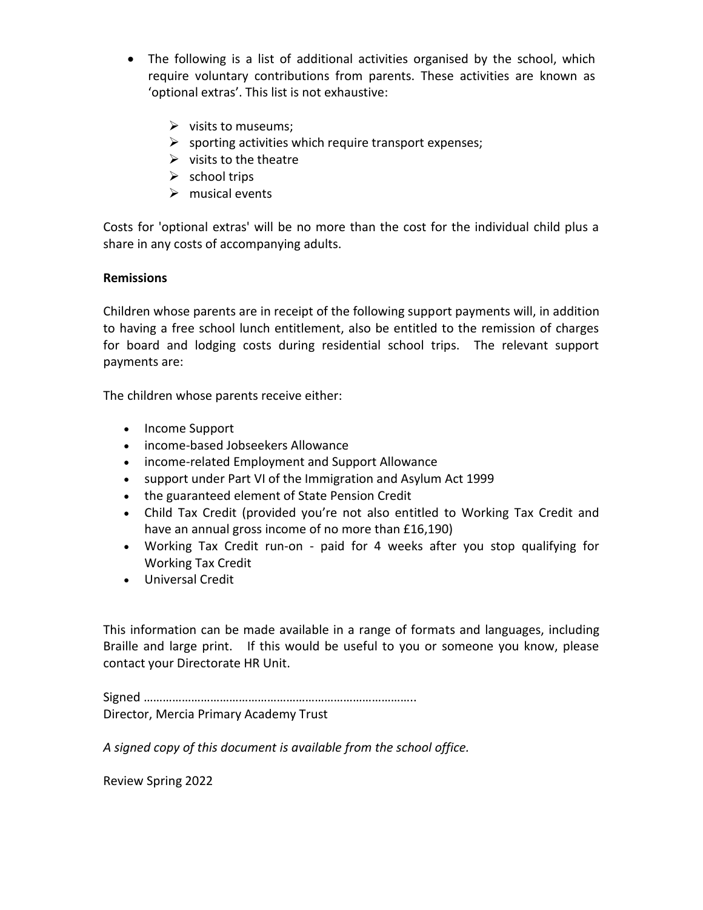- The following is a list of additional activities organised by the school, which require voluntary contributions from parents. These activities are known as 'optional extras'. This list is not exhaustive:

  - visits to museums;
  - sporting activities which require transport expenses;
  - visits to the theatre
  - school trips
  - musical events

Costs for 'optional extras' will be no more than the cost for the individual child plus a share in any costs of accompanying adults.

**Remissions**

Children whose parents are in receipt of the following support payments will, in addition to having a free school lunch entitlement, also be entitled to the remission of charges for board and lodging costs during residential school trips. The relevant support payments are:

The children whose parents receive either:

- Income Support
- income-based Jobseekers Allowance
- income-related Employment and Support Allowance
- support under Part VI of the Immigration and Asylum Act 1999
- the guaranteed element of State Pension Credit
- Child Tax Credit (provided you're not also entitled to Working Tax Credit and have an annual gross income of no more than £16,190)
- Working Tax Credit run-on - paid for 4 weeks after you stop qualifying for Working Tax Credit
- Universal Credit

This information can be made available in a range of formats and languages, including Braille and large print. If this would be useful to you or someone you know, please contact your Directorate HR Unit.

Signed …………………………………………………………………………..
Director, Mercia Primary Academy Trust

*A signed copy of this document is available from the school office.*

Review Spring 2022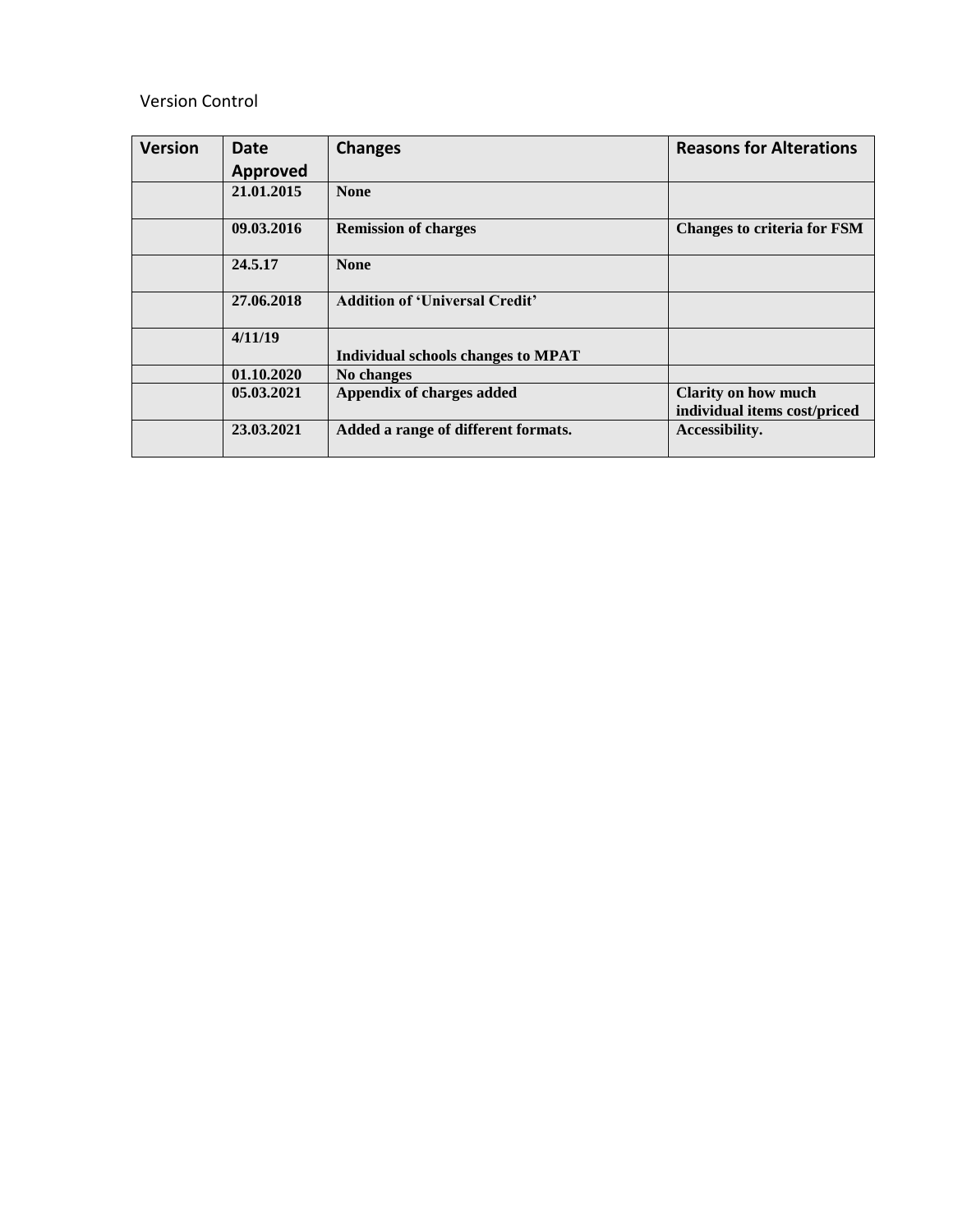Version Control

| Version | Date Approved | Changes | Reasons for Alterations |
|---|---|---|---|
| | **21.01.2015** | **None** | |
| | **09.03.2016** | **Remission of charges** | **Changes to criteria for FSM** |
| | **24.5.17** | **None** | |
| | **27.06.2018** | **Addition of 'Universal Credit'** | |
| | **4/11/19** | **Individual schools changes to MPAT** | |
| | **01.10.2020** | **No changes** | |
| | **05.03.2021** | **Appendix of charges added** | **Clarity on how much individual items cost/priced** |
| | **23.03.2021** | **Added a range of different formats.** | **Accessibility.** |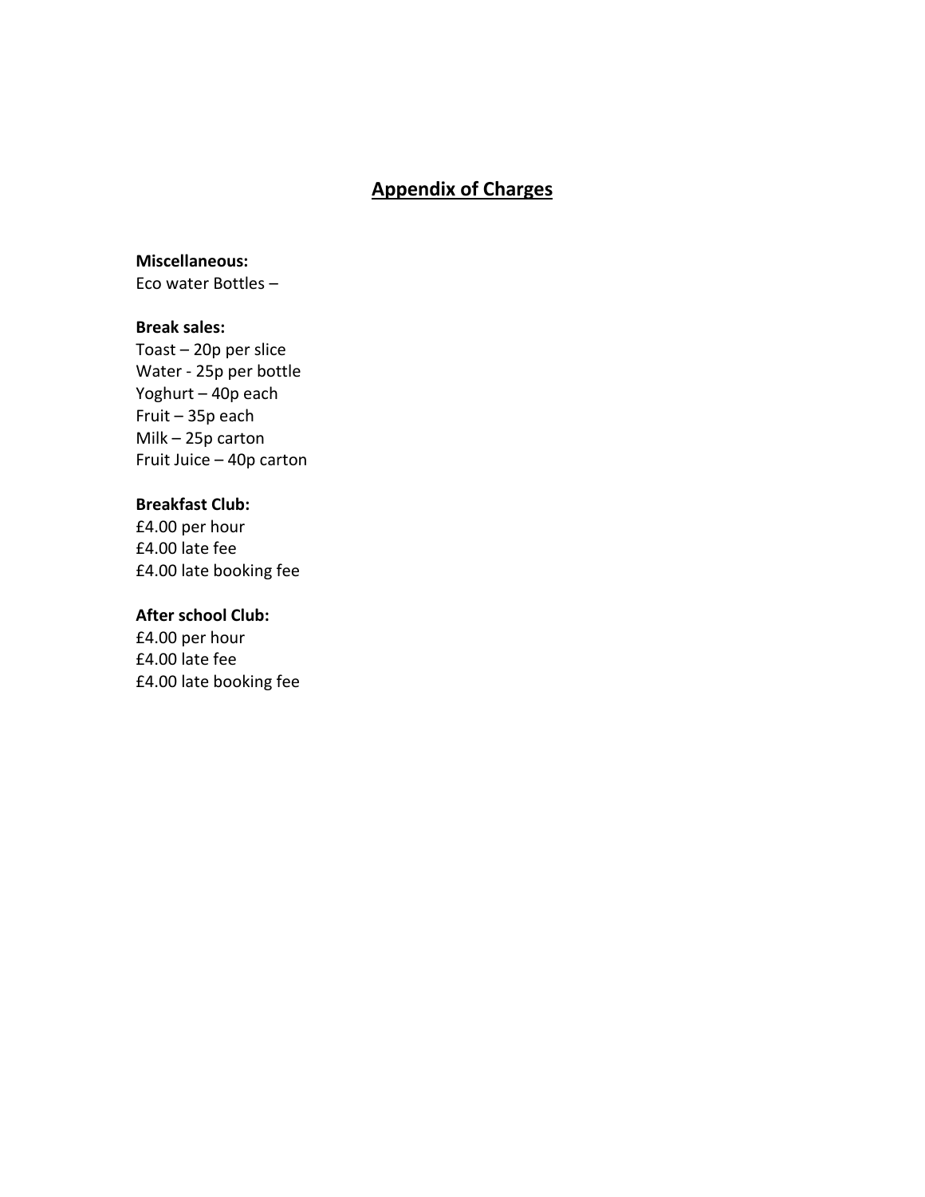# Appendix of Charges

**Miscellaneous:**
Eco water Bottles –

**Break sales:**
Toast – 20p per slice
Water - 25p per bottle
Yoghurt – 40p each
Fruit – 35p each
Milk – 25p carton
Fruit Juice – 40p carton

**Breakfast Club:**
£4.00 per hour
£4.00 late fee
£4.00 late booking fee

**After school Club:**
£4.00 per hour
£4.00 late fee
£4.00 late booking fee